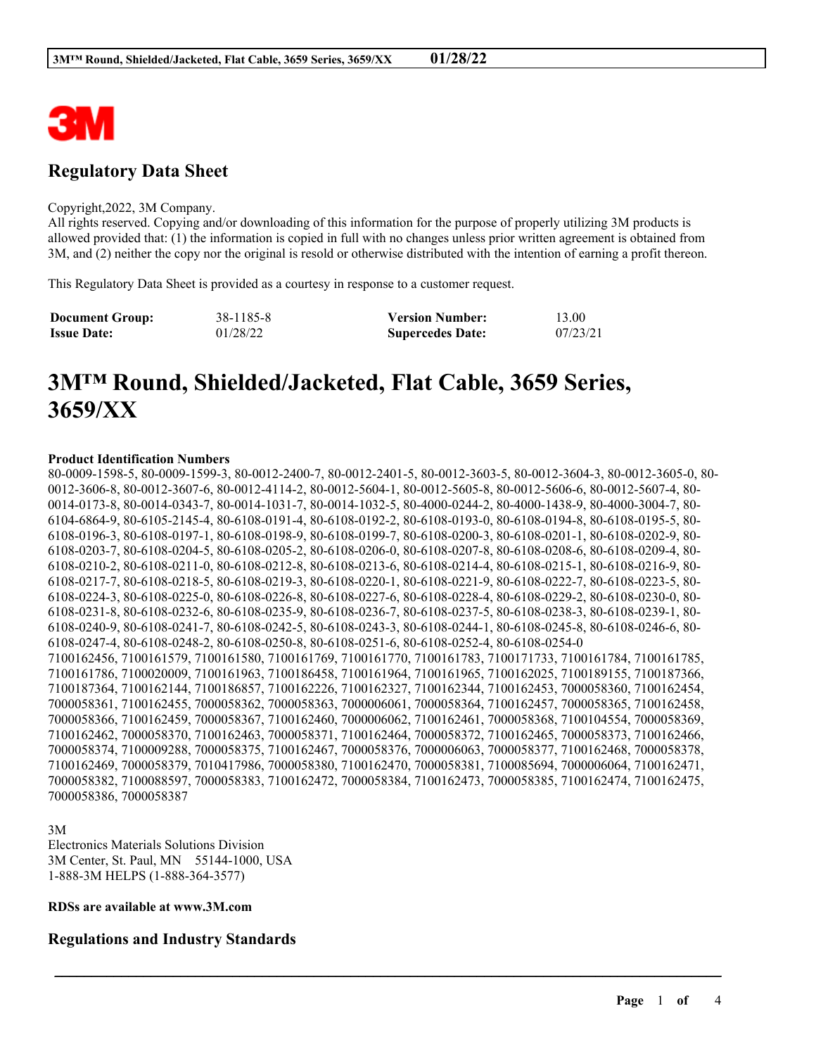3M

## Regulatory Data Sheet

Copyright,2022, 3M Company.
All rights reserved. Copying and/or downloading of this information for the purpose of properly utilizing 3M products is allowed provided that: (1) the information is copied in full with no changes unless prior written agreement is obtained from 3M, and (2) neither the copy nor the original is resold or otherwise distributed with the intention of earning a profit thereon.

This Regulatory Data Sheet is provided as a courtesy in response to a customer request.

| **Document Group:** | 38-1185-8 | **Version Number:** | 13.00 |
|---|---|---|---|
| **Issue Date:** | 01/28/22 | **Supercedes Date:** | 07/23/21 |

# 3M™ Round, Shielded/Jacketed, Flat Cable, 3659 Series, 3659/XX

**Product Identification Numbers**

80-0009-1598-5, 80-0009-1599-3, 80-0012-2400-7, 80-0012-2401-5, 80-0012-3603-5, 80-0012-3604-3, 80-0012-3605-0, 80-0012-3606-8, 80-0012-3607-6, 80-0012-4114-2, 80-0012-5604-1, 80-0012-5605-8, 80-0012-5606-6, 80-0012-5607-4, 80-0014-0173-8, 80-0014-0343-7, 80-0014-1031-7, 80-0014-1032-5, 80-4000-0244-2, 80-4000-1438-9, 80-4000-3004-7, 80-6104-6864-9, 80-6105-2145-4, 80-6108-0191-4, 80-6108-0192-2, 80-6108-0193-0, 80-6108-0194-8, 80-6108-0195-5, 80-6108-0196-3, 80-6108-0197-1, 80-6108-0198-9, 80-6108-0199-7, 80-6108-0200-3, 80-6108-0201-1, 80-6108-0202-9, 80-6108-0203-7, 80-6108-0204-5, 80-6108-0205-2, 80-6108-0206-0, 80-6108-0207-8, 80-6108-0208-6, 80-6108-0209-4, 80-6108-0210-2, 80-6108-0211-0, 80-6108-0212-8, 80-6108-0213-6, 80-6108-0214-4, 80-6108-0215-1, 80-6108-0216-9, 80-6108-0217-7, 80-6108-0218-5, 80-6108-0219-3, 80-6108-0220-1, 80-6108-0221-9, 80-6108-0222-7, 80-6108-0223-5, 80-6108-0224-3, 80-6108-0225-0, 80-6108-0226-8, 80-6108-0227-6, 80-6108-0228-4, 80-6108-0229-2, 80-6108-0230-0, 80-6108-0231-8, 80-6108-0232-6, 80-6108-0235-9, 80-6108-0236-7, 80-6108-0237-5, 80-6108-0238-3, 80-6108-0239-1, 80-6108-0240-9, 80-6108-0241-7, 80-6108-0242-5, 80-6108-0243-3, 80-6108-0244-1, 80-6108-0245-8, 80-6108-0246-6, 80-6108-0247-4, 80-6108-0248-2, 80-6108-0250-8, 80-6108-0251-6, 80-6108-0252-4, 80-6108-0254-0
7100162456, 7100161579, 7100161580, 7100161769, 7100161770, 7100161783, 7100171733, 7100161784, 7100161785, 7100161786, 7100020009, 7100161963, 7100186458, 7100161964, 7100161965, 7100162025, 7100189155, 7100187366, 7100187364, 7100162144, 7100186857, 7100162226, 7100162327, 7100162344, 7100162453, 7000058360, 7100162454, 7000058361, 7100162455, 7000058362, 7000058363, 7000006061, 7000058364, 7100162457, 7000058365, 7100162458, 7000058366, 7100162459, 7000058367, 7100162460, 7000006062, 7100162461, 7000058368, 7100104554, 7000058369, 7100162462, 7000058370, 7100162463, 7000058371, 7100162464, 7000058372, 7100162465, 7000058373, 7100162466, 7000058374, 7100009288, 7000058375, 7100162467, 7000058376, 7000006063, 7000058377, 7100162468, 7000058378, 7100162469, 7000058379, 7010417986, 7000058380, 7100162470, 7000058381, 7100085694, 7000006064, 7100162471, 7000058382, 7100088597, 7000058383, 7100162472, 7000058384, 7100162473, 7000058385, 7100162474, 7100162475, 7000058386, 7000058387

3M
Electronics Materials Solutions Division
3M Center, St. Paul, MN 55144-1000, USA
1-888-3M HELPS (1-888-364-3577)

**RDSs are available at www.3M.com**

## Regulations and Industry Standards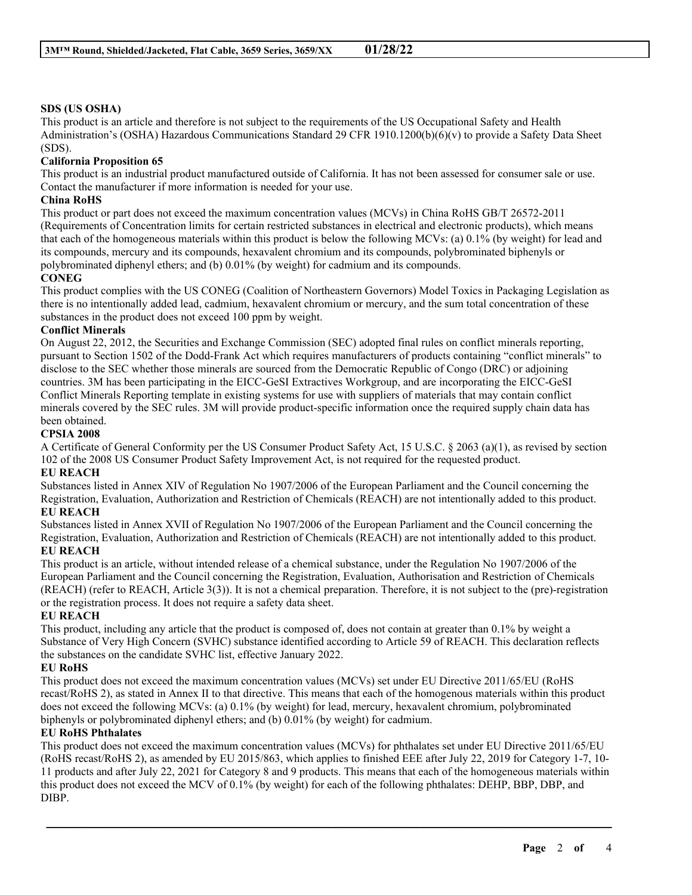**SDS (US OSHA)**

This product is an article and therefore is not subject to the requirements of the US Occupational Safety and Health Administration's (OSHA) Hazardous Communications Standard 29 CFR 1910.1200(b)(6)(v) to provide a Safety Data Sheet (SDS).

**California Proposition 65**

This product is an industrial product manufactured outside of California. It has not been assessed for consumer sale or use. Contact the manufacturer if more information is needed for your use.

**China RoHS**

This product or part does not exceed the maximum concentration values (MCVs) in China RoHS GB/T 26572-2011 (Requirements of Concentration limits for certain restricted substances in electrical and electronic products), which means that each of the homogeneous materials within this product is below the following MCVs: (a) 0.1% (by weight) for lead and its compounds, mercury and its compounds, hexavalent chromium and its compounds, polybrominated biphenyls or polybrominated diphenyl ethers; and (b) 0.01% (by weight) for cadmium and its compounds.

**CONEG**

This product complies with the US CONEG (Coalition of Northeastern Governors) Model Toxics in Packaging Legislation as there is no intentionally added lead, cadmium, hexavalent chromium or mercury, and the sum total concentration of these substances in the product does not exceed 100 ppm by weight.

**Conflict Minerals**

On August 22, 2012, the Securities and Exchange Commission (SEC) adopted final rules on conflict minerals reporting, pursuant to Section 1502 of the Dodd-Frank Act which requires manufacturers of products containing "conflict minerals" to disclose to the SEC whether those minerals are sourced from the Democratic Republic of Congo (DRC) or adjoining countries. 3M has been participating in the EICC-GeSI Extractives Workgroup, and are incorporating the EICC-GeSI Conflict Minerals Reporting template in existing systems for use with suppliers of materials that may contain conflict minerals covered by the SEC rules. 3M will provide product-specific information once the required supply chain data has been obtained.

**CPSIA 2008**

A Certificate of General Conformity per the US Consumer Product Safety Act, 15 U.S.C. § 2063 (a)(1), as revised by section 102 of the 2008 US Consumer Product Safety Improvement Act, is not required for the requested product.

**EU REACH**

Substances listed in Annex XIV of Regulation No 1907/2006 of the European Parliament and the Council concerning the Registration, Evaluation, Authorization and Restriction of Chemicals (REACH) are not intentionally added to this product.

**EU REACH**

Substances listed in Annex XVII of Regulation No 1907/2006 of the European Parliament and the Council concerning the Registration, Evaluation, Authorization and Restriction of Chemicals (REACH) are not intentionally added to this product.

**EU REACH**

This product is an article, without intended release of a chemical substance, under the Regulation No 1907/2006 of the European Parliament and the Council concerning the Registration, Evaluation, Authorisation and Restriction of Chemicals (REACH) (refer to REACH, Article 3(3)). It is not a chemical preparation. Therefore, it is not subject to the (pre)-registration or the registration process. It does not require a safety data sheet.

**EU REACH**

This product, including any article that the product is composed of, does not contain at greater than 0.1% by weight a Substance of Very High Concern (SVHC) substance identified according to Article 59 of REACH. This declaration reflects the substances on the candidate SVHC list, effective January 2022.

**EU RoHS**

This product does not exceed the maximum concentration values (MCVs) set under EU Directive 2011/65/EU (RoHS recast/RoHS 2), as stated in Annex II to that directive. This means that each of the homogenous materials within this product does not exceed the following MCVs: (a) 0.1% (by weight) for lead, mercury, hexavalent chromium, polybrominated biphenyls or polybrominated diphenyl ethers; and (b) 0.01% (by weight) for cadmium.

**EU RoHS Phthalates**

This product does not exceed the maximum concentration values (MCVs) for phthalates set under EU Directive 2011/65/EU (RoHS recast/RoHS 2), as amended by EU 2015/863, which applies to finished EEE after July 22, 2019 for Category 1-7, 10-11 products and after July 22, 2021 for Category 8 and 9 products. This means that each of the homogeneous materials within this product does not exceed the MCV of 0.1% (by weight) for each of the following phthalates: DEHP, BBP, DBP, and DIBP.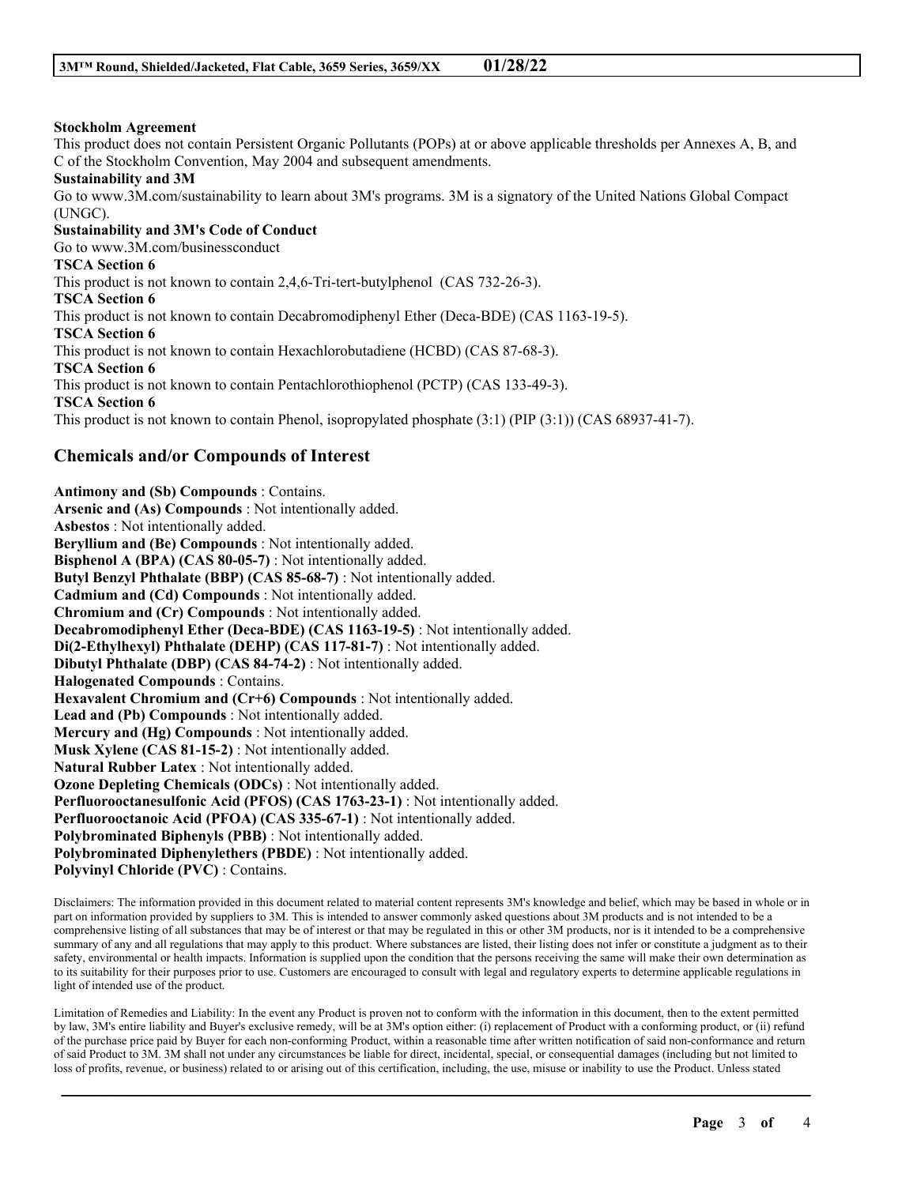**Stockholm Agreement**

This product does not contain Persistent Organic Pollutants (POPs) at or above applicable thresholds per Annexes A, B, and C of the Stockholm Convention, May 2004 and subsequent amendments.

**Sustainability and 3M**

Go to www.3M.com/sustainability to learn about 3M's programs. 3M is a signatory of the United Nations Global Compact (UNGC).

**Sustainability and 3M's Code of Conduct**

Go to www.3M.com/businessconduct

**TSCA Section 6**

This product is not known to contain 2,4,6-Tri-tert-butylphenol (CAS 732-26-3).

**TSCA Section 6**

This product is not known to contain Decabromodiphenyl Ether (Deca-BDE) (CAS 1163-19-5).

**TSCA Section 6**

This product is not known to contain Hexachlorobutadiene (HCBD) (CAS 87-68-3).

**TSCA Section 6**

This product is not known to contain Pentachlorothiophenol (PCTP) (CAS 133-49-3).

**TSCA Section 6**

This product is not known to contain Phenol, isopropylated phosphate (3:1) (PIP (3:1)) (CAS 68937-41-7).

## Chemicals and/or Compounds of Interest

**Antimony and (Sb) Compounds** : Contains.
**Arsenic and (As) Compounds** : Not intentionally added.
**Asbestos** : Not intentionally added.
**Beryllium and (Be) Compounds** : Not intentionally added.
**Bisphenol A (BPA) (CAS 80-05-7)** : Not intentionally added.
**Butyl Benzyl Phthalate (BBP) (CAS 85-68-7)** : Not intentionally added.
**Cadmium and (Cd) Compounds** : Not intentionally added.
**Chromium and (Cr) Compounds** : Not intentionally added.
**Decabromodiphenyl Ether (Deca-BDE) (CAS 1163-19-5)** : Not intentionally added.
**Di(2-Ethylhexyl) Phthalate (DEHP) (CAS 117-81-7)** : Not intentionally added.
**Dibutyl Phthalate (DBP) (CAS 84-74-2)** : Not intentionally added.
**Halogenated Compounds** : Contains.
**Hexavalent Chromium and (Cr+6) Compounds** : Not intentionally added.
**Lead and (Pb) Compounds** : Not intentionally added.
**Mercury and (Hg) Compounds** : Not intentionally added.
**Musk Xylene (CAS 81-15-2)** : Not intentionally added.
**Natural Rubber Latex** : Not intentionally added.
**Ozone Depleting Chemicals (ODCs)** : Not intentionally added.
**Perfluorooctanesulfonic Acid (PFOS) (CAS 1763-23-1)** : Not intentionally added.
**Perfluorooctanoic Acid (PFOA) (CAS 335-67-1)** : Not intentionally added.
**Polybrominated Biphenyls (PBB)** : Not intentionally added.
**Polybrominated Diphenylethers (PBDE)** : Not intentionally added.
**Polyvinyl Chloride (PVC)** : Contains.

Disclaimers: The information provided in this document related to material content represents 3M's knowledge and belief, which may be based in whole or in part on information provided by suppliers to 3M. This is intended to answer commonly asked questions about 3M products and is not intended to be a comprehensive listing of all substances that may be of interest or that may be regulated in this or other 3M products, nor is it intended to be a comprehensive summary of any and all regulations that may apply to this product. Where substances are listed, their listing does not infer or constitute a judgment as to their safety, environmental or health impacts. Information is supplied upon the condition that the persons receiving the same will make their own determination as to its suitability for their purposes prior to use. Customers are encouraged to consult with legal and regulatory experts to determine applicable regulations in light of intended use of the product.

Limitation of Remedies and Liability: In the event any Product is proven not to conform with the information in this document, then to the extent permitted by law, 3M's entire liability and Buyer's exclusive remedy, will be at 3M's option either: (i) replacement of Product with a conforming product, or (ii) refund of the purchase price paid by Buyer for each non-conforming Product, within a reasonable time after written notification of said non-conformance and return of said Product to 3M. 3M shall not under any circumstances be liable for direct, incidental, special, or consequential damages (including but not limited to loss of profits, revenue, or business) related to or arising out of this certification, including, the use, misuse or inability to use the Product. Unless stated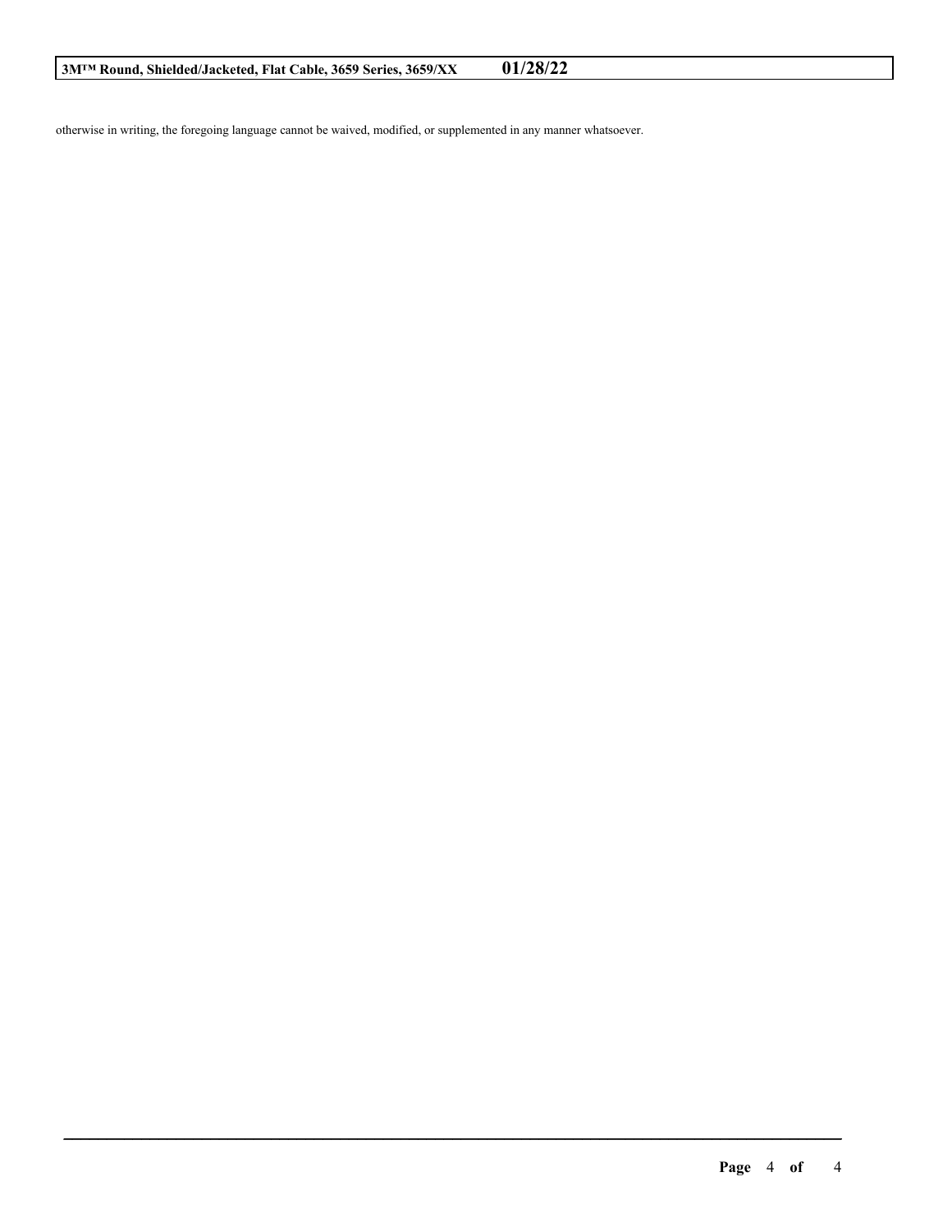otherwise in writing, the foregoing language cannot be waived, modified, or supplemented in any manner whatsoever.